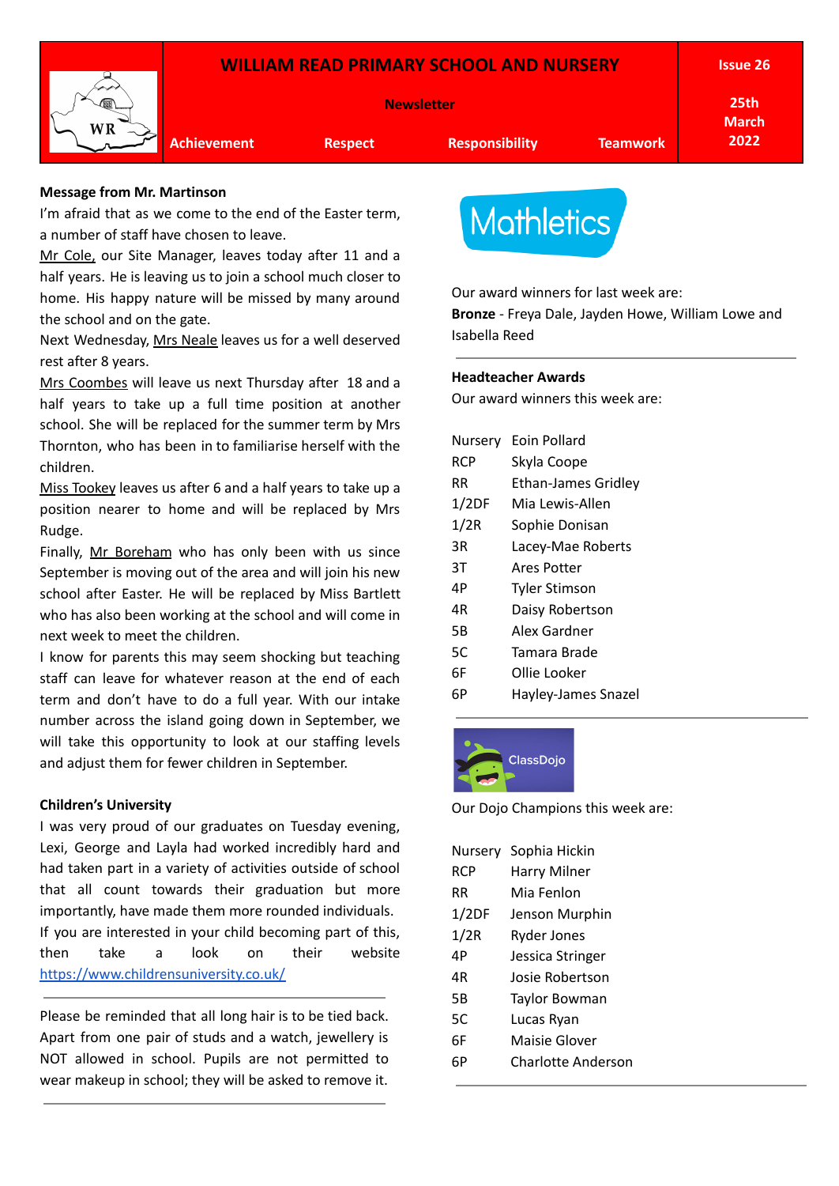# WILLIAM READ PRIMARY SCHOOL AND NURSERY

**Newsletter**

**Issue 26** | **25th March 2022**

**Achievement** | **Respect** | **Responsibility** | **Teamwork**

**Message from Mr. Martinson**

I'm afraid that as we come to the end of the Easter term, a number of staff have chosen to leave.

Mr Cole, our Site Manager, leaves today after 11 and a half years. He is leaving us to join a school much closer to home. His happy nature will be missed by many around the school and on the gate.

Next Wednesday, Mrs Neale leaves us for a well deserved rest after 8 years.

Mrs Coombes will leave us next Thursday after 18 and a half years to take up a full time position at another school. She will be replaced for the summer term by Mrs Thornton, who has been in to familiarise herself with the children.

Miss Tookey leaves us after 6 and a half years to take up a position nearer to home and will be replaced by Mrs Rudge.

Finally, Mr Boreham who has only been with us since September is moving out of the area and will join his new school after Easter. He will be replaced by Miss Bartlett who has also been working at the school and will come in next week to meet the children.

I know for parents this may seem shocking but teaching staff can leave for whatever reason at the end of each term and don't have to do a full year. With our intake number across the island going down in September, we will take this opportunity to look at our staffing levels and adjust them for fewer children in September.

**Children's University**

I was very proud of our graduates on Tuesday evening, Lexi, George and Layla had worked incredibly hard and had taken part in a variety of activities outside of school that all count towards their graduation but more importantly, have made them more rounded individuals. If you are interested in your child becoming part of this, then take a look on their website https://www.childrensuniversity.co.uk/

---

Please be reminded that all long hair is to be tied back. Apart from one pair of studs and a watch, jewellery is NOT allowed in school. Pupils are not permitted to wear makeup in school; they will be asked to remove it.

---

**Mathletics**

Our award winners for last week are:

**Bronze** - Freya Dale, Jayden Howe, William Lowe and Isabella Reed

---

**Headteacher Awards**

Our award winners this week are:

| | |
|---|---|
| Nursery | Eoin Pollard |
| RCP | Skyla Coope |
| RR | Ethan-James Gridley |
| 1/2DF | Mia Lewis-Allen |
| 1/2R | Sophie Donisan |
| 3R | Lacey-Mae Roberts |
| 3T | Ares Potter |
| 4P | Tyler Stimson |
| 4R | Daisy Robertson |
| 5B | Alex Gardner |
| 5C | Tamara Brade |
| 6F | Ollie Looker |
| 6P | Hayley-James Snazel |

---

**ClassDojo**

Our Dojo Champions this week are:

| | |
|---|---|
| Nursery | Sophia Hickin |
| RCP | Harry Milner |
| RR | Mia Fenlon |
| 1/2DF | Jenson Murphin |
| 1/2R | Ryder Jones |
| 4P | Jessica Stringer |
| 4R | Josie Robertson |
| 5B | Taylor Bowman |
| 5C | Lucas Ryan |
| 6F | Maisie Glover |
| 6P | Charlotte Anderson |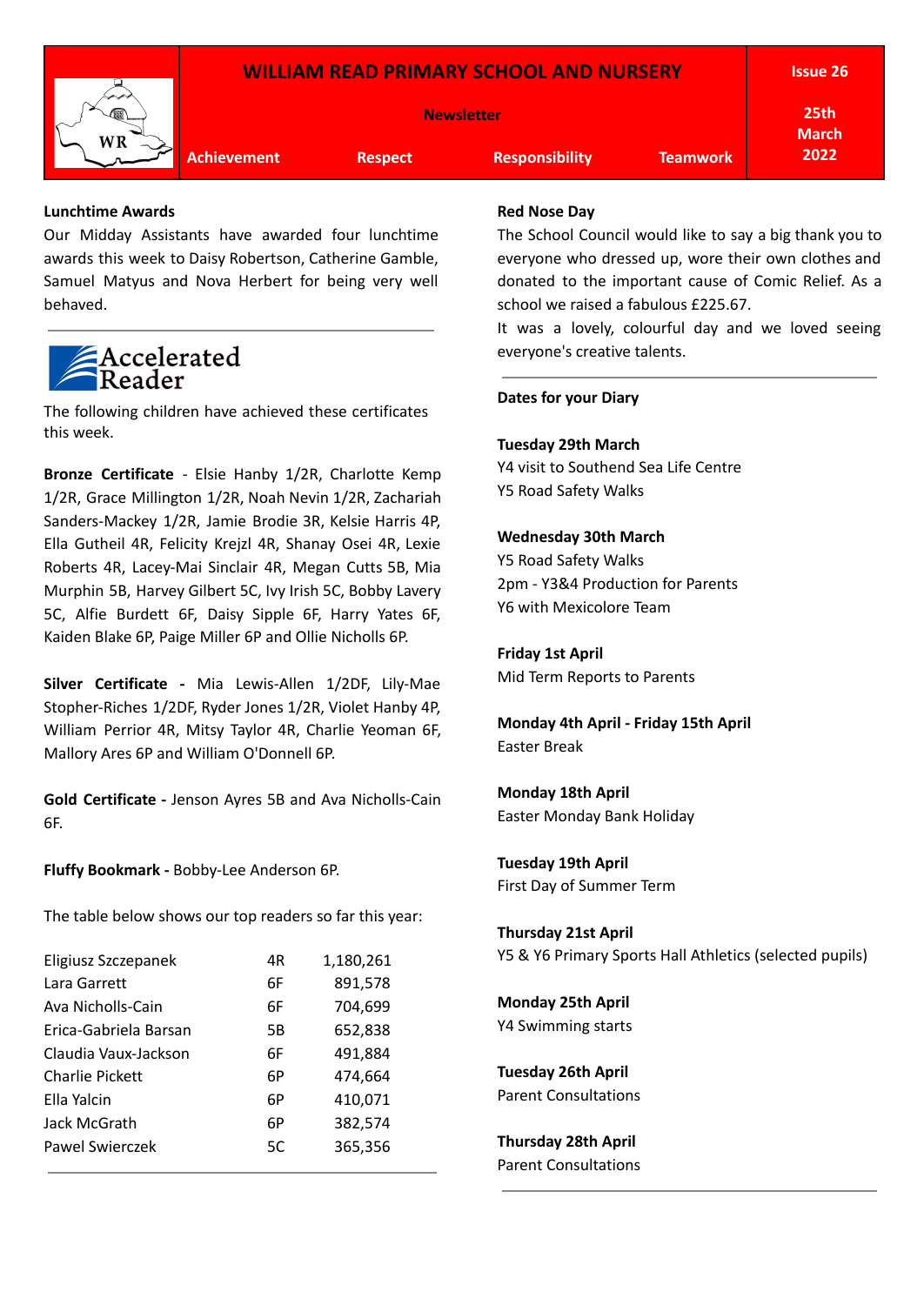# WILLIAM READ PRIMARY SCHOOL AND NURSERY

**Newsletter**

**Issue 26** — **25th March 2022**

**Achievement** | **Respect** | **Responsibility** | **Teamwork**

**Lunchtime Awards**

Our Midday Assistants have awarded four lunchtime awards this week to Daisy Robertson, Catherine Gamble, Samuel Matyus and Nova Herbert for being very well behaved.

---

**Accelerated Reader**

The following children have achieved these certificates this week.

**Bronze Certificate** - Elsie Hanby 1/2R, Charlotte Kemp 1/2R, Grace Millington 1/2R, Noah Nevin 1/2R, Zachariah Sanders-Mackey 1/2R, Jamie Brodie 3R, Kelsie Harris 4P, Ella Gutheil 4R, Felicity Krejzl 4R, Shanay Osei 4R, Lexie Roberts 4R, Lacey-Mai Sinclair 4R, Megan Cutts 5B, Mia Murphin 5B, Harvey Gilbert 5C, Ivy Irish 5C, Bobby Lavery 5C, Alfie Burdett 6F, Daisy Sipple 6F, Harry Yates 6F, Kaiden Blake 6P, Paige Miller 6P and Ollie Nicholls 6P.

**Silver Certificate -** Mia Lewis-Allen 1/2DF, Lily-Mae Stopher-Riches 1/2DF, Ryder Jones 1/2R, Violet Hanby 4P, William Perrior 4R, Mitsy Taylor 4R, Charlie Yeoman 6F, Mallory Ares 6P and William O'Donnell 6P.

**Gold Certificate -** Jenson Ayres 5B and Ava Nicholls-Cain 6F.

**Fluffy Bookmark -** Bobby-Lee Anderson 6P.

The table below shows our top readers so far this year:

| | | |
|---|---|---|
| Eligiusz Szczepanek | 4R | 1,180,261 |
| Lara Garrett | 6F | 891,578 |
| Ava Nicholls-Cain | 6F | 704,699 |
| Erica-Gabriela Barsan | 5B | 652,838 |
| Claudia Vaux-Jackson | 6F | 491,884 |
| Charlie Pickett | 6P | 474,664 |
| Ella Yalcin | 6P | 410,071 |
| Jack McGrath | 6P | 382,574 |
| Pawel Swierczek | 5C | 365,356 |

---

**Red Nose Day**

The School Council would like to say a big thank you to everyone who dressed up, wore their own clothes and donated to the important cause of Comic Relief. As a school we raised a fabulous £225.67.

It was a lovely, colourful day and we loved seeing everyone's creative talents.

---

**Dates for your Diary**

**Tuesday 29th March**
Y4 visit to Southend Sea Life Centre
Y5 Road Safety Walks

**Wednesday 30th March**
Y5 Road Safety Walks
2pm - Y3&4 Production for Parents
Y6 with Mexicolore Team

**Friday 1st April**
Mid Term Reports to Parents

**Monday 4th April - Friday 15th April**
Easter Break

**Monday 18th April**
Easter Monday Bank Holiday

**Tuesday 19th April**
First Day of Summer Term

**Thursday 21st April**
Y5 & Y6 Primary Sports Hall Athletics (selected pupils)

**Monday 25th April**
Y4 Swimming starts

**Tuesday 26th April**
Parent Consultations

**Thursday 28th April**
Parent Consultations